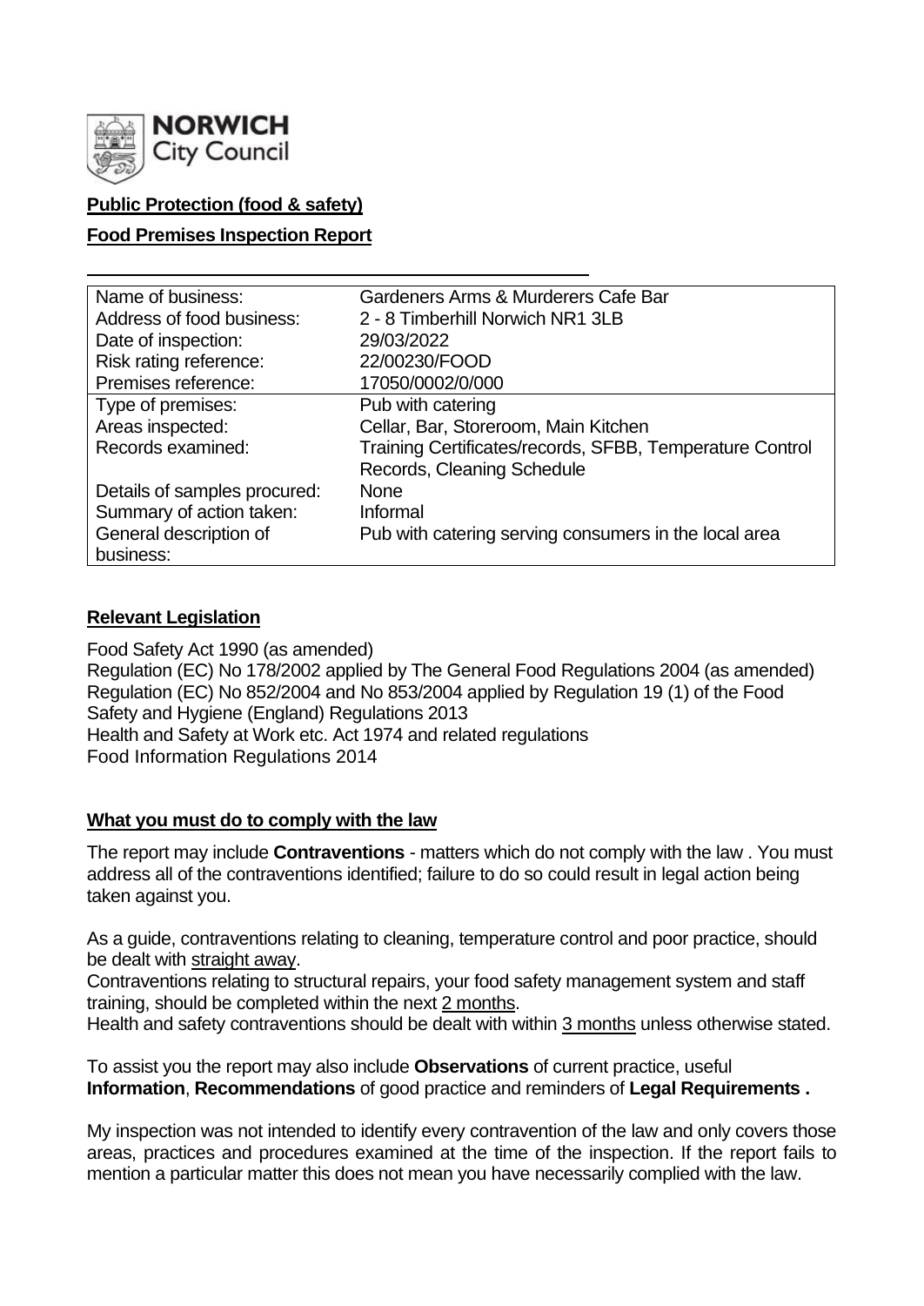**NORWICH City Council**

**Public Protection (food & safety)**

**Food Premises Inspection Report**

| Name of business: | Gardeners Arms & Murderers Cafe Bar |
|---|---|
| Address of food business: | 2 - 8 Timberhill Norwich NR1 3LB |
| Date of inspection: | 29/03/2022 |
| Risk rating reference: | 22/00230/FOOD |
| Premises reference: | 17050/0002/0/000 |
| Type of premises: | Pub with catering |
| Areas inspected: | Cellar, Bar, Storeroom, Main Kitchen |
| Records examined: | Training Certificates/records, SFBB, Temperature Control Records, Cleaning Schedule |
| Details of samples procured: | None |
| Summary of action taken: | Informal |
| General description of business: | Pub with catering serving consumers in the local area |

## Relevant Legislation

Food Safety Act 1990 (as amended)
Regulation (EC) No 178/2002 applied by The General Food Regulations 2004 (as amended)
Regulation (EC) No 852/2004 and No 853/2004 applied by Regulation 19 (1) of the Food Safety and Hygiene (England) Regulations 2013
Health and Safety at Work etc. Act 1974 and related regulations
Food Information Regulations 2014

## What you must do to comply with the law

The report may include **Contraventions** - matters which do not comply with the law . You must address all of the contraventions identified; failure to do so could result in legal action being taken against you.

As a guide, contraventions relating to cleaning, temperature control and poor practice, should be dealt with straight away.

Contraventions relating to structural repairs, your food safety management system and staff training, should be completed within the next 2 months.

Health and safety contraventions should be dealt with within 3 months unless otherwise stated.

To assist you the report may also include **Observations** of current practice, useful **Information**, **Recommendations** of good practice and reminders of **Legal Requirements .**

My inspection was not intended to identify every contravention of the law and only covers those areas, practices and procedures examined at the time of the inspection. If the report fails to mention a particular matter this does not mean you have necessarily complied with the law.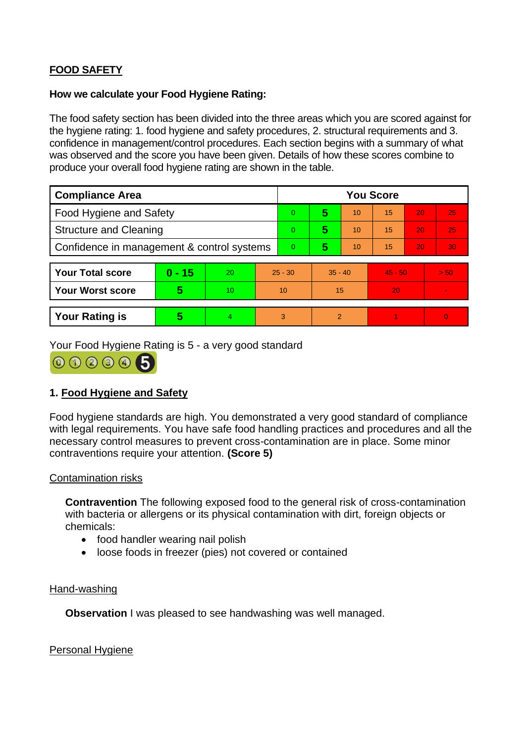**FOOD SAFETY**

**How we calculate your Food Hygiene Rating:**

The food safety section has been divided into the three areas which you are scored against for the hygiene rating: 1. food hygiene and safety procedures, 2. structural requirements and 3. confidence in management/control procedures. Each section begins with a summary of what was observed and the score you have been given. Details of how these scores combine to produce your overall food hygiene rating are shown in the table.

| Compliance Area | You Score | | | | | |
|---|---|---|---|---|---|---|
| Food Hygiene and Safety | 0 | **5** | 10 | 15 | 20 | 25 |
| Structure and Cleaning | 0 | **5** | 10 | 15 | 20 | 25 |
| Confidence in management & control systems | 0 | **5** | 10 | 15 | 20 | 30 |

| | | | | | | |
|---|---|---|---|---|---|---|
| **Your Total score** | **0 - 15** | 20 | 25 - 30 | 35 - 40 | 45 - 50 | > 50 |
| **Your Worst score** | **5** | 10 | 10 | 15 | 20 | - |

| | | | | | | |
|---|---|---|---|---|---|---|
| **Your Rating is** | **5** | 4 | 3 | 2 | 1 | 0 |

Your Food Hygiene Rating is 5 - a very good standard

## 1. Food Hygiene and Safety

Food hygiene standards are high. You demonstrated a very good standard of compliance with legal requirements. You have safe food handling practices and procedures and all the necessary control measures to prevent cross-contamination are in place. Some minor contraventions require your attention. **(Score 5)**

Contamination risks

**Contravention** The following exposed food to the general risk of cross-contamination with bacteria or allergens or its physical contamination with dirt, foreign objects or chemicals:

- food handler wearing nail polish
- loose foods in freezer (pies) not covered or contained

Hand-washing

**Observation** I was pleased to see handwashing was well managed.

Personal Hygiene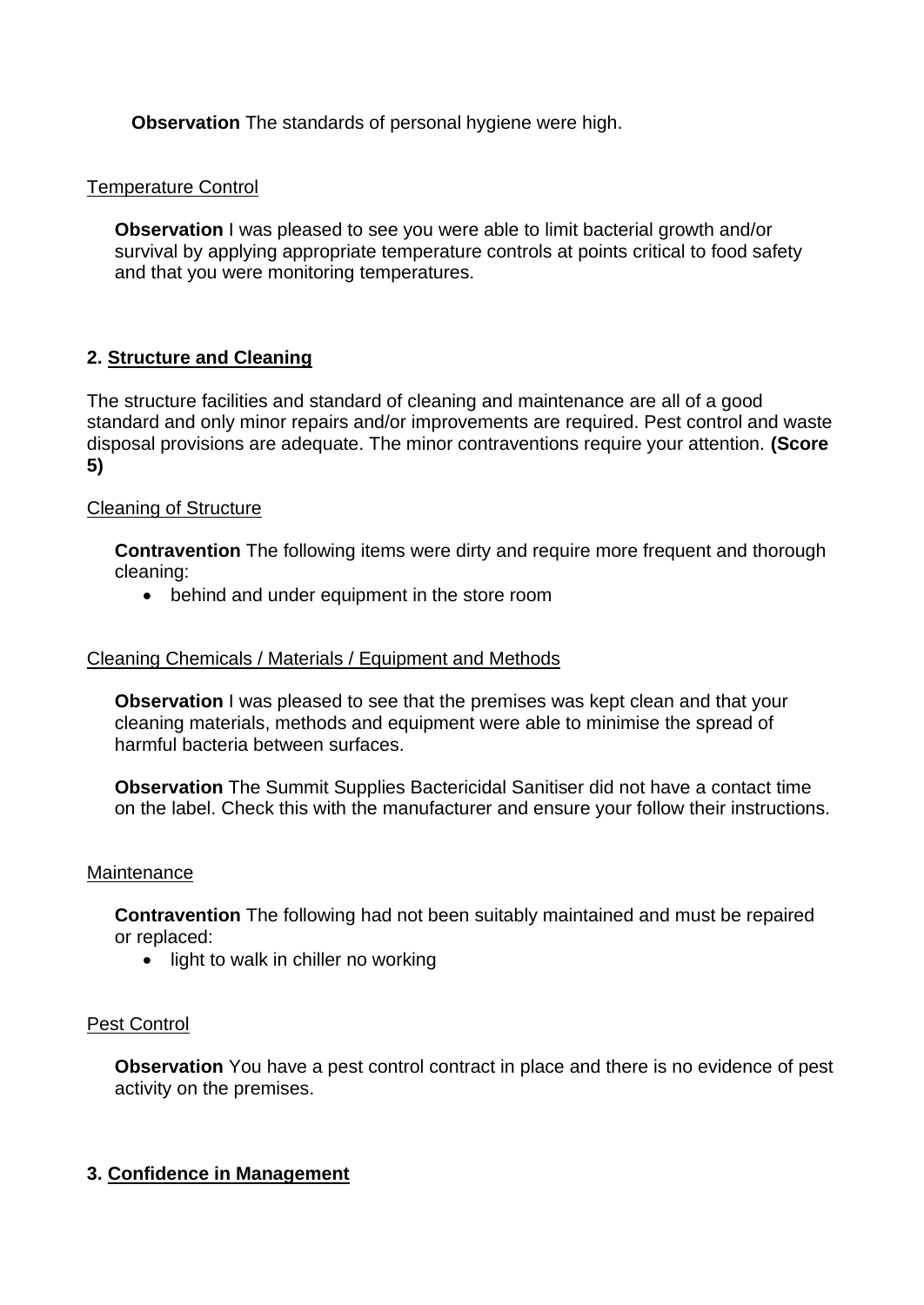**Observation** The standards of personal hygiene were high.

Temperature Control

**Observation** I was pleased to see you were able to limit bacterial growth and/or survival by applying appropriate temperature controls at points critical to food safety and that you were monitoring temperatures.

## 2. Structure and Cleaning

The structure facilities and standard of cleaning and maintenance are all of a good standard and only minor repairs and/or improvements are required. Pest control and waste disposal provisions are adequate. The minor contraventions require your attention. **(Score 5)**

Cleaning of Structure

**Contravention** The following items were dirty and require more frequent and thorough cleaning:

- behind and under equipment in the store room

Cleaning Chemicals / Materials / Equipment and Methods

**Observation** I was pleased to see that the premises was kept clean and that your cleaning materials, methods and equipment were able to minimise the spread of harmful bacteria between surfaces.

**Observation** The Summit Supplies Bactericidal Sanitiser did not have a contact time on the label. Check this with the manufacturer and ensure your follow their instructions.

Maintenance

**Contravention** The following had not been suitably maintained and must be repaired or replaced:

- light to walk in chiller no working

Pest Control

**Observation** You have a pest control contract in place and there is no evidence of pest activity on the premises.

## 3. Confidence in Management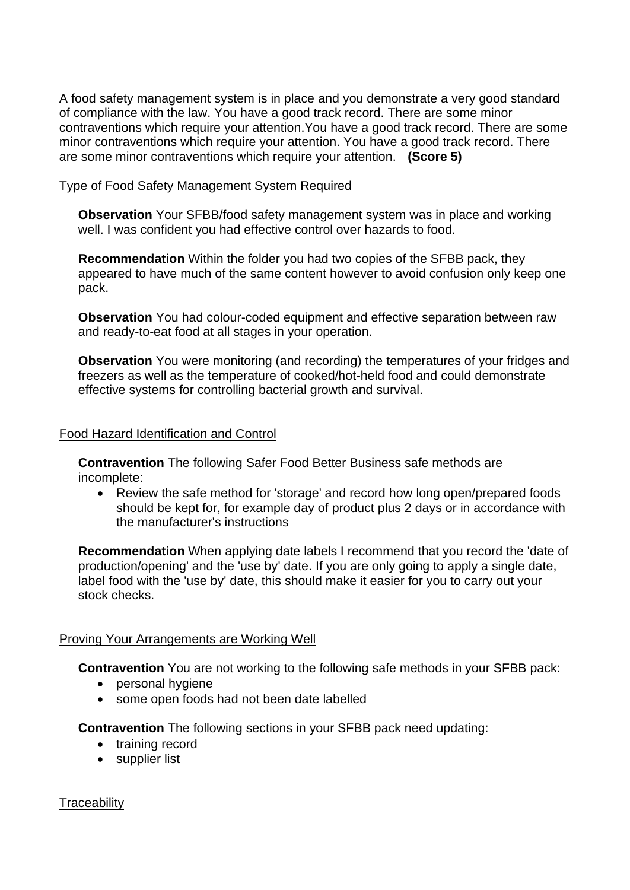A food safety management system is in place and you demonstrate a very good standard of compliance with the law. You have a good track record. There are some minor contraventions which require your attention.You have a good track record. There are some minor contraventions which require your attention. You have a good track record. There are some minor contraventions which require your attention. **(Score 5)**

Type of Food Safety Management System Required

**Observation** Your SFBB/food safety management system was in place and working well. I was confident you had effective control over hazards to food.

**Recommendation** Within the folder you had two copies of the SFBB pack, they appeared to have much of the same content however to avoid confusion only keep one pack.

**Observation** You had colour-coded equipment and effective separation between raw and ready-to-eat food at all stages in your operation.

**Observation** You were monitoring (and recording) the temperatures of your fridges and freezers as well as the temperature of cooked/hot-held food and could demonstrate effective systems for controlling bacterial growth and survival.

Food Hazard Identification and Control

**Contravention** The following Safer Food Better Business safe methods are incomplete:

- Review the safe method for 'storage' and record how long open/prepared foods should be kept for, for example day of product plus 2 days or in accordance with the manufacturer's instructions

**Recommendation** When applying date labels I recommend that you record the 'date of production/opening' and the 'use by' date. If you are only going to apply a single date, label food with the 'use by' date, this should make it easier for you to carry out your stock checks.

Proving Your Arrangements are Working Well

**Contravention** You are not working to the following safe methods in your SFBB pack:

- personal hygiene
- some open foods had not been date labelled

**Contravention** The following sections in your SFBB pack need updating:

- training record
- supplier list

Traceability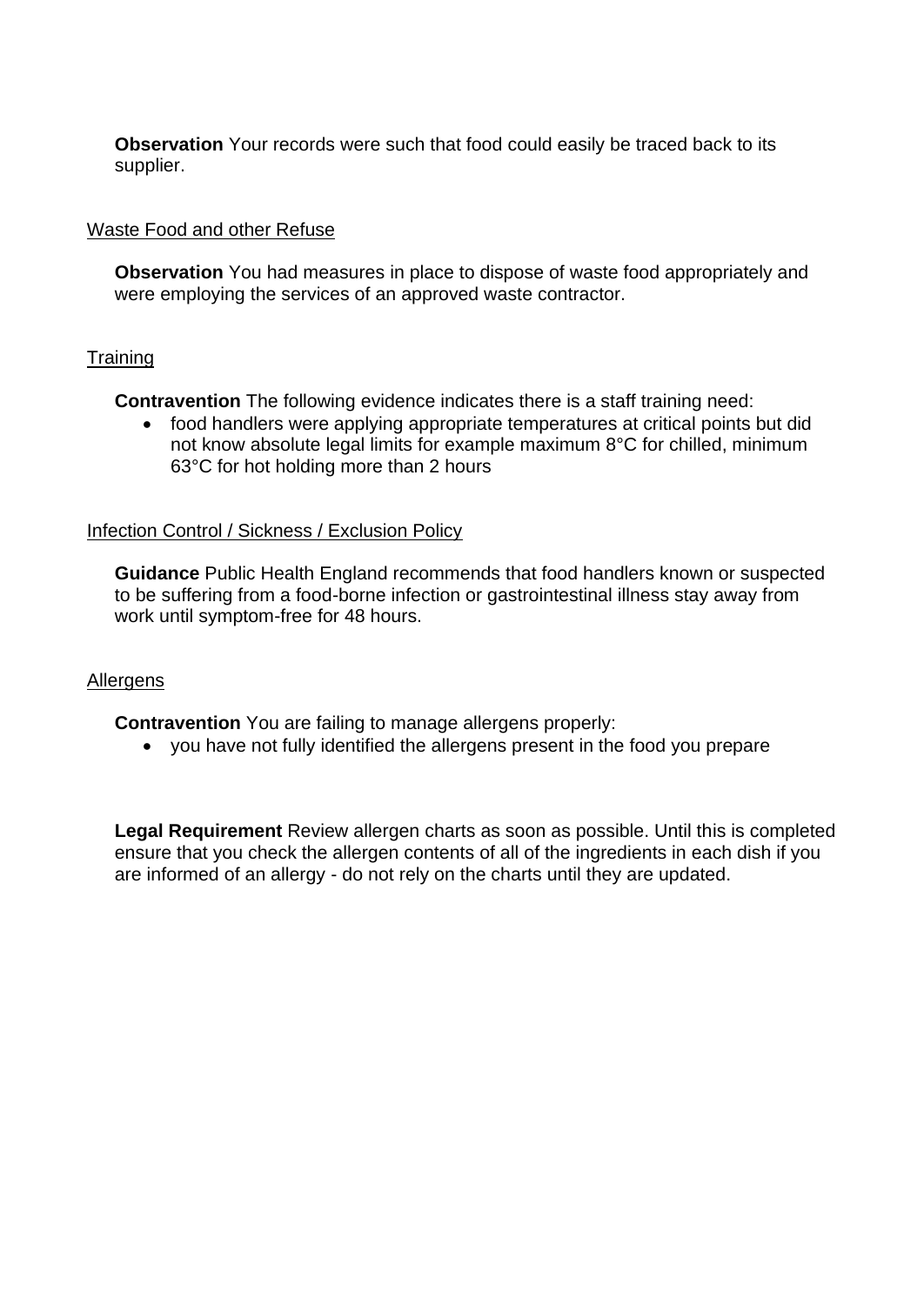**Observation** Your records were such that food could easily be traced back to its supplier.

Waste Food and other Refuse

**Observation** You had measures in place to dispose of waste food appropriately and were employing the services of an approved waste contractor.

Training

**Contravention** The following evidence indicates there is a staff training need:

- food handlers were applying appropriate temperatures at critical points but did not know absolute legal limits for example maximum 8°C for chilled, minimum 63°C for hot holding more than 2 hours

Infection Control / Sickness / Exclusion Policy

**Guidance** Public Health England recommends that food handlers known or suspected to be suffering from a food-borne infection or gastrointestinal illness stay away from work until symptom-free for 48 hours.

Allergens

**Contravention** You are failing to manage allergens properly:

- you have not fully identified the allergens present in the food you prepare

**Legal Requirement** Review allergen charts as soon as possible. Until this is completed ensure that you check the allergen contents of all of the ingredients in each dish if you are informed of an allergy - do not rely on the charts until they are updated.